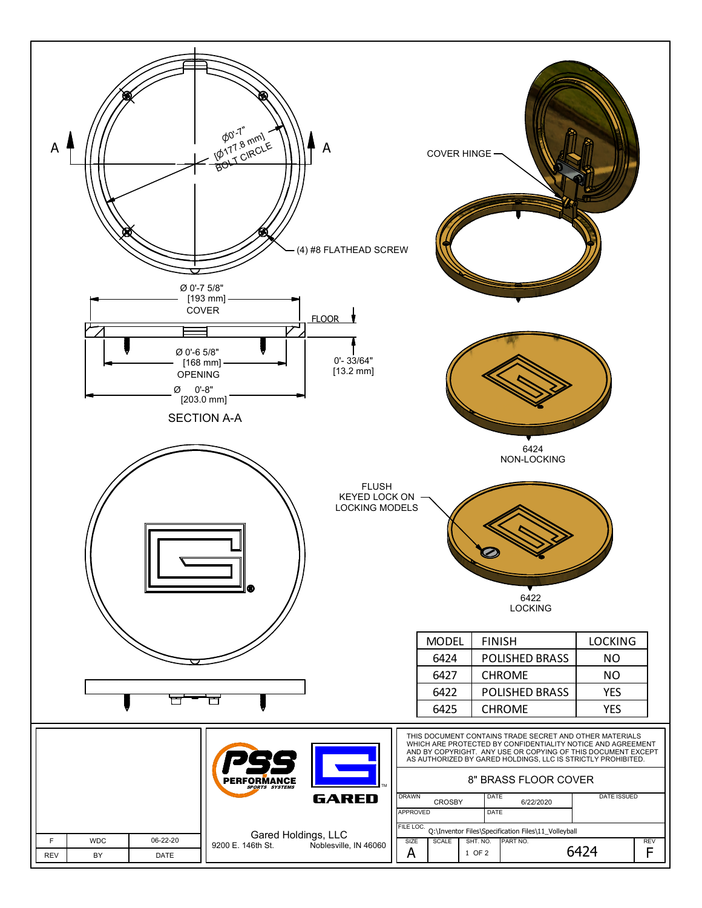A — A

Ø0'-7"
[Ø177.8 mm]
BOLT CIRCLE

(4) #8 FLATHEAD SCREW

COVER HINGE

Ø 0'-7 5/8"
[193 mm]
COVER

FLOOR

Ø 0'-6 5/8"
[168 mm]
OPENING

0'- 33/64"
[13.2 mm]

Ø 0'-8"
[203.0 mm]

SECTION A-A

6424
NON-LOCKING

FLUSH
KEYED LOCK ON
LOCKING MODELS

6422
LOCKING

| MODEL | FINISH | LOCKING |
|---|---|---|
| 6424 | POLISHED BRASS | NO |
| 6427 | CHROME | NO |
| 6422 | POLISHED BRASS | YES |
| 6425 | CHROME | YES |

| REV | BY | DATE |
|---|---|---|
| F | WDC | 06-22-20 |

PSS PERFORMANCE SPORTS SYSTEMS™ — GARED

Gared Holdings, LLC
9200 E. 146th St. Noblesville, IN 46060

THIS DOCUMENT CONTAINS TRADE SECRET AND OTHER MATERIALS WHICH ARE PROTECTED BY CONFIDENTIALITY NOTICE AND AGREEMENT AND BY COPYRIGHT. ANY USE OR COPYING OF THIS DOCUMENT EXCEPT AS AUTHORIZED BY GARED HOLDINGS, LLC IS STRICTLY PROHIBITED.

8" BRASS FLOOR COVER

| DRAWN | CROSBY | DATE | 6/22/2020 | DATE ISSUED |
|---|---|---|---|---|
| APPROVED | | DATE | | |

FILE LOC. Q:\Inventor Files\Specification Files\11_Volleyball

| SIZE | SCALE | SHT. NO. | PART NO. | REV |
|---|---|---|---|---|
| A | | 1 OF 2 | 6424 | F |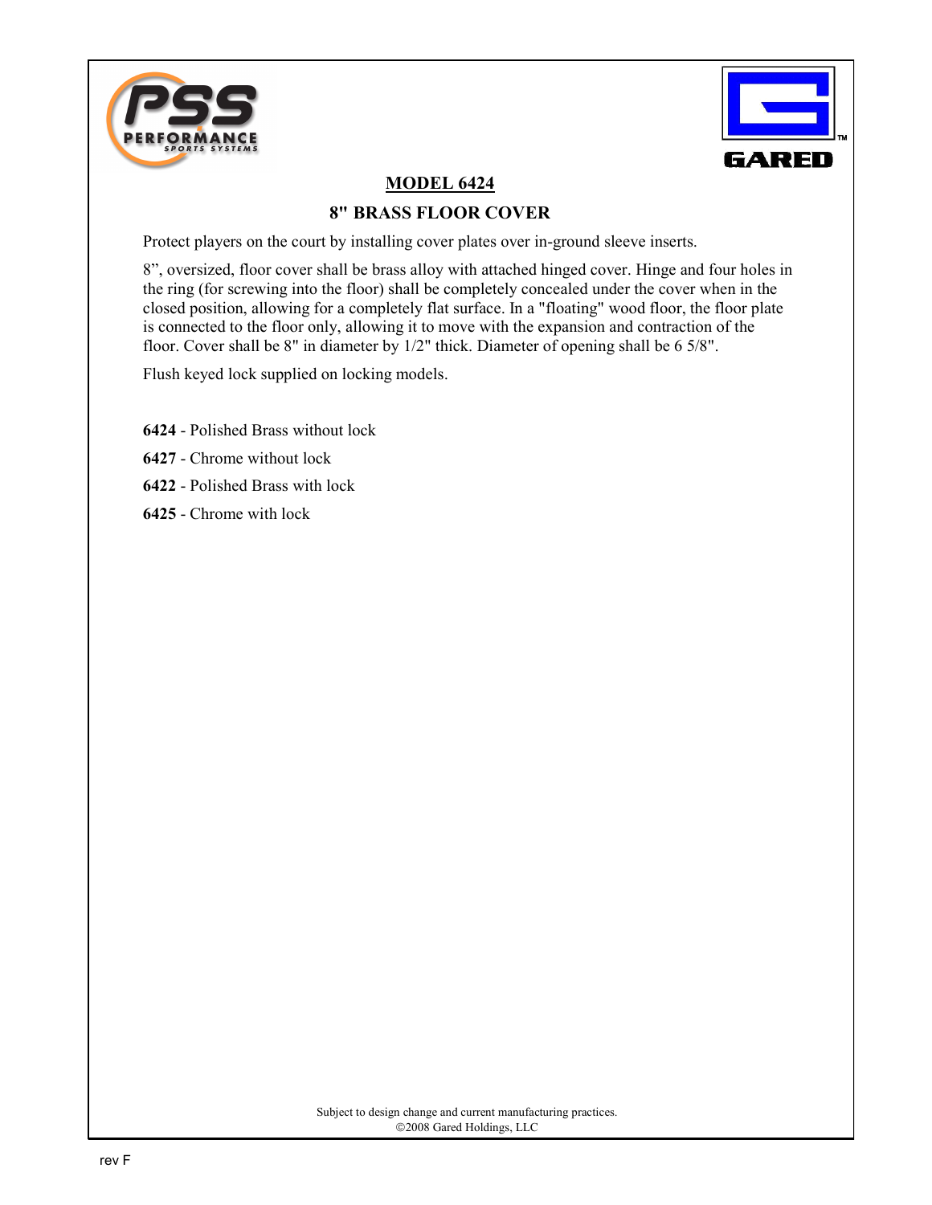# MODEL 6424

## 8" BRASS FLOOR COVER

Protect players on the court by installing cover plates over in-ground sleeve inserts.

8", oversized, floor cover shall be brass alloy with attached hinged cover. Hinge and four holes in the ring (for screwing into the floor) shall be completely concealed under the cover when in the closed position, allowing for a completely flat surface. In a "floating" wood floor, the floor plate is connected to the floor only, allowing it to move with the expansion and contraction of the floor. Cover shall be 8" in diameter by 1/2" thick. Diameter of opening shall be 6 5/8".

Flush keyed lock supplied on locking models.

**6424** - Polished Brass without lock

**6427** - Chrome without lock

**6422** - Polished Brass with lock

**6425** - Chrome with lock

Subject to design change and current manufacturing practices.
©2008 Gared Holdings, LLC

rev F